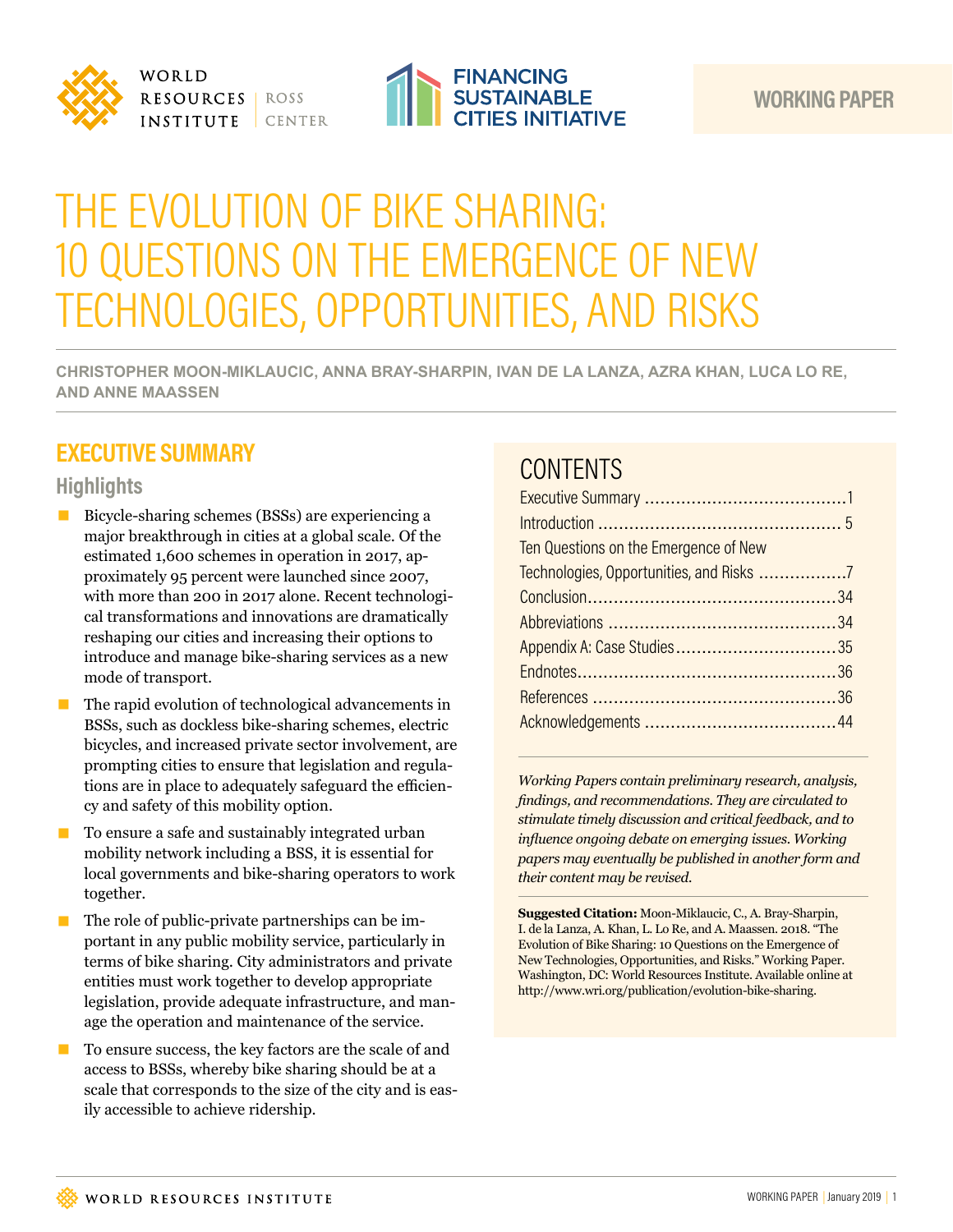WORLD RESOURCES INSTITUTE | ROSS CENTER

FINANCING SUSTAINABLE CITIES INITIATIVE

WORKING PAPER

# THE EVOLUTION OF BIKE SHARING: 10 QUESTIONS ON THE EMERGENCE OF NEW TECHNOLOGIES, OPPORTUNITIES, AND RISKS

**CHRISTOPHER MOON-MIKLAUCIC, ANNA BRAY-SHARPIN, IVAN DE LA LANZA, AZRA KHAN, LUCA LO RE, AND ANNE MAASSEN**

## EXECUTIVE SUMMARY

### Highlights

- Bicycle-sharing schemes (BSSs) are experiencing a major breakthrough in cities at a global scale. Of the estimated 1,600 schemes in operation in 2017, approximately 95 percent were launched since 2007, with more than 200 in 2017 alone. Recent technological transformations and innovations are dramatically reshaping our cities and increasing their options to introduce and manage bike-sharing services as a new mode of transport.
- The rapid evolution of technological advancements in BSSs, such as dockless bike-sharing schemes, electric bicycles, and increased private sector involvement, are prompting cities to ensure that legislation and regulations are in place to adequately safeguard the efficiency and safety of this mobility option.
- To ensure a safe and sustainably integrated urban mobility network including a BSS, it is essential for local governments and bike-sharing operators to work together.
- The role of public-private partnerships can be important in any public mobility service, particularly in terms of bike sharing. City administrators and private entities must work together to develop appropriate legislation, provide adequate infrastructure, and manage the operation and maintenance of the service.
- To ensure success, the key factors are the scale of and access to BSSs, whereby bike sharing should be at a scale that corresponds to the size of the city and is easily accessible to achieve ridership.

## CONTENTS

| | |
|---|---|
| Executive Summary | 1 |
| Introduction | 5 |
| Ten Questions on the Emergence of New Technologies, Opportunities, and Risks | 7 |
| Conclusion | 34 |
| Abbreviations | 34 |
| Appendix A: Case Studies | 35 |
| Endnotes | 36 |
| References | 36 |
| Acknowledgements | 44 |

*Working Papers contain preliminary research, analysis, findings, and recommendations. They are circulated to stimulate timely discussion and critical feedback, and to influence ongoing debate on emerging issues. Working papers may eventually be published in another form and their content may be revised.*

**Suggested Citation:** Moon-Miklaucic, C., A. Bray-Sharpin, I. de la Lanza, A. Khan, L. Lo Re, and A. Maassen. 2018. "The Evolution of Bike Sharing: 10 Questions on the Emergence of New Technologies, Opportunities, and Risks." Working Paper. Washington, DC: World Resources Institute. Available online at http://www.wri.org/publication/evolution-bike-sharing.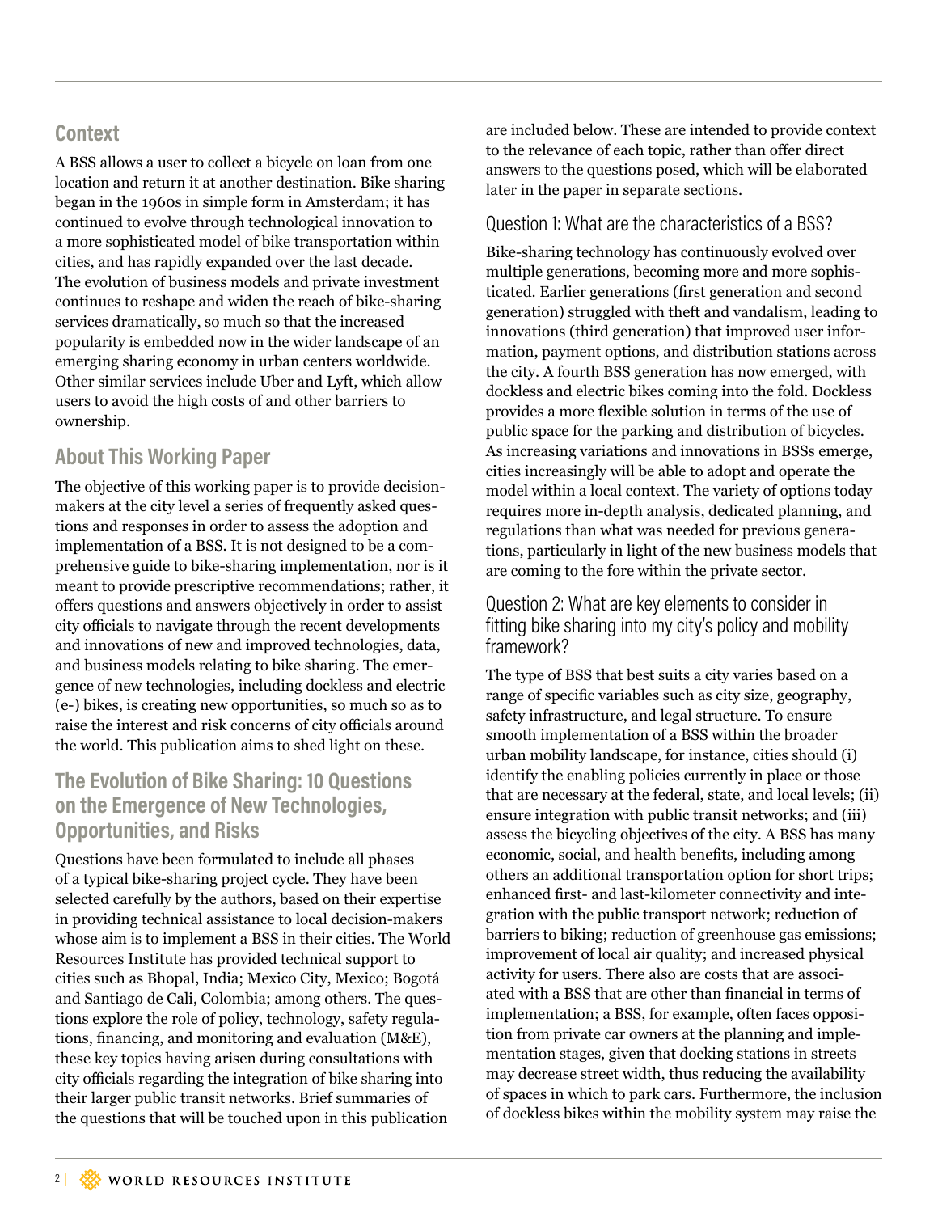## Context

A BSS allows a user to collect a bicycle on loan from one location and return it at another destination. Bike sharing began in the 1960s in simple form in Amsterdam; it has continued to evolve through technological innovation to a more sophisticated model of bike transportation within cities, and has rapidly expanded over the last decade. The evolution of business models and private investment continues to reshape and widen the reach of bike-sharing services dramatically, so much so that the increased popularity is embedded now in the wider landscape of an emerging sharing economy in urban centers worldwide. Other similar services include Uber and Lyft, which allow users to avoid the high costs of and other barriers to ownership.

## About This Working Paper

The objective of this working paper is to provide decision-makers at the city level a series of frequently asked questions and responses in order to assess the adoption and implementation of a BSS. It is not designed to be a comprehensive guide to bike-sharing implementation, nor is it meant to provide prescriptive recommendations; rather, it offers questions and answers objectively in order to assist city officials to navigate through the recent developments and innovations of new and improved technologies, data, and business models relating to bike sharing. The emergence of new technologies, including dockless and electric (e-) bikes, is creating new opportunities, so much so as to raise the interest and risk concerns of city officials around the world. This publication aims to shed light on these.

## The Evolution of Bike Sharing: 10 Questions on the Emergence of New Technologies, Opportunities, and Risks

Questions have been formulated to include all phases of a typical bike-sharing project cycle. They have been selected carefully by the authors, based on their expertise in providing technical assistance to local decision-makers whose aim is to implement a BSS in their cities. The World Resources Institute has provided technical support to cities such as Bhopal, India; Mexico City, Mexico; Bogotá and Santiago de Cali, Colombia; among others. The questions explore the role of policy, technology, safety regulations, financing, and monitoring and evaluation (M&E), these key topics having arisen during consultations with city officials regarding the integration of bike sharing into their larger public transit networks. Brief summaries of the questions that will be touched upon in this publication are included below. These are intended to provide context to the relevance of each topic, rather than offer direct answers to the questions posed, which will be elaborated later in the paper in separate sections.

### Question 1: What are the characteristics of a BSS?

Bike-sharing technology has continuously evolved over multiple generations, becoming more and more sophisticated. Earlier generations (first generation and second generation) struggled with theft and vandalism, leading to innovations (third generation) that improved user information, payment options, and distribution stations across the city. A fourth BSS generation has now emerged, with dockless and electric bikes coming into the fold. Dockless provides a more flexible solution in terms of the use of public space for the parking and distribution of bicycles. As increasing variations and innovations in BSSs emerge, cities increasingly will be able to adopt and operate the model within a local context. The variety of options today requires more in-depth analysis, dedicated planning, and regulations than what was needed for previous generations, particularly in light of the new business models that are coming to the fore within the private sector.

### Question 2: What are key elements to consider in fitting bike sharing into my city's policy and mobility framework?

The type of BSS that best suits a city varies based on a range of specific variables such as city size, geography, safety infrastructure, and legal structure. To ensure smooth implementation of a BSS within the broader urban mobility landscape, for instance, cities should (i) identify the enabling policies currently in place or those that are necessary at the federal, state, and local levels; (ii) ensure integration with public transit networks; and (iii) assess the bicycling objectives of the city. A BSS has many economic, social, and health benefits, including among others an additional transportation option for short trips; enhanced first- and last-kilometer connectivity and integration with the public transport network; reduction of barriers to biking; reduction of greenhouse gas emissions; improvement of local air quality; and increased physical activity for users. There also are costs that are associated with a BSS that are other than financial in terms of implementation; a BSS, for example, often faces opposition from private car owners at the planning and implementation stages, given that docking stations in streets may decrease street width, thus reducing the availability of spaces in which to park cars. Furthermore, the inclusion of dockless bikes within the mobility system may raise the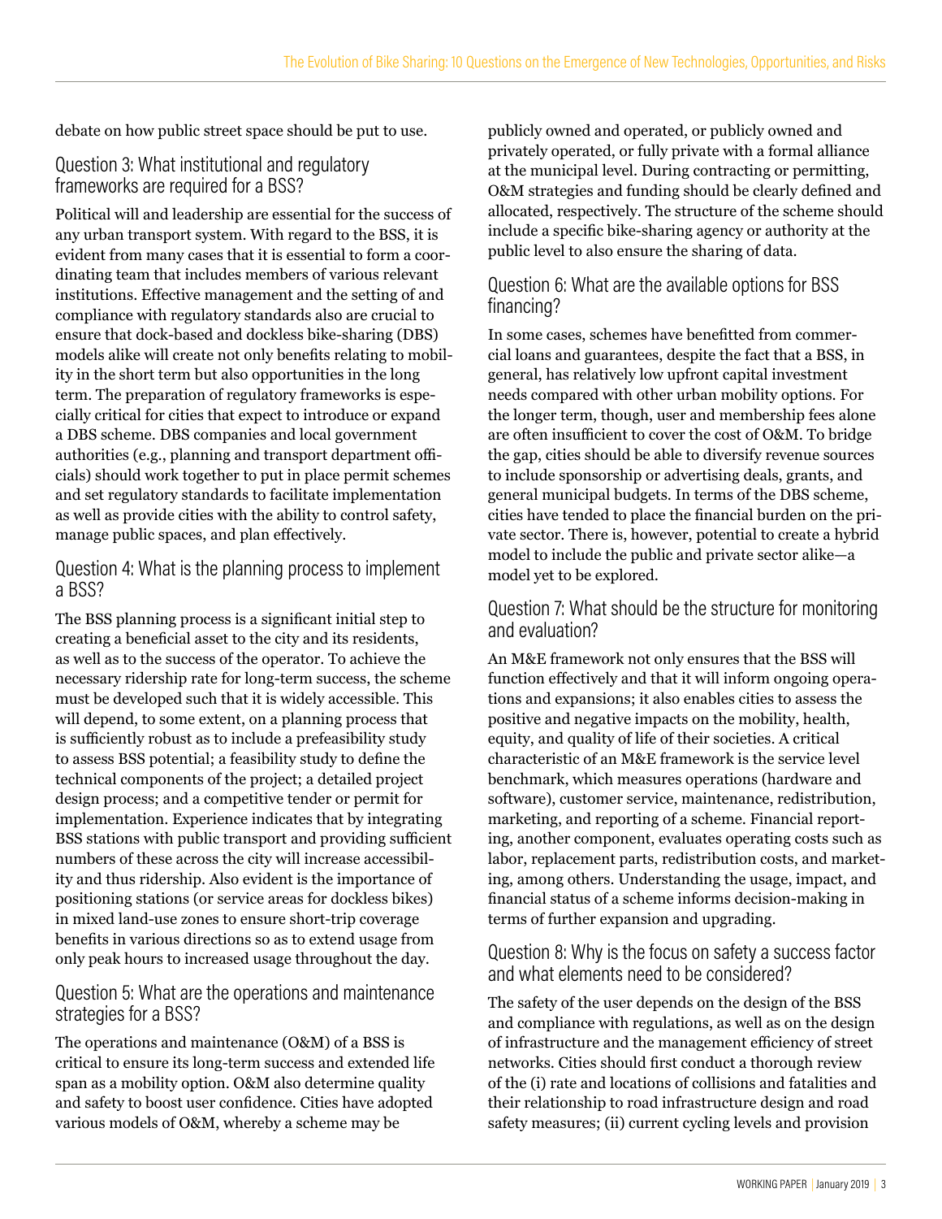debate on how public street space should be put to use.

## Question 3: What institutional and regulatory frameworks are required for a BSS?

Political will and leadership are essential for the success of any urban transport system. With regard to the BSS, it is evident from many cases that it is essential to form a coordinating team that includes members of various relevant institutions. Effective management and the setting of and compliance with regulatory standards also are crucial to ensure that dock-based and dockless bike-sharing (DBS) models alike will create not only benefits relating to mobility in the short term but also opportunities in the long term. The preparation of regulatory frameworks is especially critical for cities that expect to introduce or expand a DBS scheme. DBS companies and local government authorities (e.g., planning and transport department officials) should work together to put in place permit schemes and set regulatory standards to facilitate implementation as well as provide cities with the ability to control safety, manage public spaces, and plan effectively.

## Question 4: What is the planning process to implement a BSS?

The BSS planning process is a significant initial step to creating a beneficial asset to the city and its residents, as well as to the success of the operator. To achieve the necessary ridership rate for long-term success, the scheme must be developed such that it is widely accessible. This will depend, to some extent, on a planning process that is sufficiently robust as to include a prefeasibility study to assess BSS potential; a feasibility study to define the technical components of the project; a detailed project design process; and a competitive tender or permit for implementation. Experience indicates that by integrating BSS stations with public transport and providing sufficient numbers of these across the city will increase accessibility and thus ridership. Also evident is the importance of positioning stations (or service areas for dockless bikes) in mixed land-use zones to ensure short-trip coverage benefits in various directions so as to extend usage from only peak hours to increased usage throughout the day.

## Question 5: What are the operations and maintenance strategies for a BSS?

The operations and maintenance (O&M) of a BSS is critical to ensure its long-term success and extended life span as a mobility option. O&M also determine quality and safety to boost user confidence. Cities have adopted various models of O&M, whereby a scheme may be publicly owned and operated, or publicly owned and privately operated, or fully private with a formal alliance at the municipal level. During contracting or permitting, O&M strategies and funding should be clearly defined and allocated, respectively. The structure of the scheme should include a specific bike-sharing agency or authority at the public level to also ensure the sharing of data.

## Question 6: What are the available options for BSS financing?

In some cases, schemes have benefitted from commercial loans and guarantees, despite the fact that a BSS, in general, has relatively low upfront capital investment needs compared with other urban mobility options. For the longer term, though, user and membership fees alone are often insufficient to cover the cost of O&M. To bridge the gap, cities should be able to diversify revenue sources to include sponsorship or advertising deals, grants, and general municipal budgets. In terms of the DBS scheme, cities have tended to place the financial burden on the private sector. There is, however, potential to create a hybrid model to include the public and private sector alike—a model yet to be explored.

## Question 7: What should be the structure for monitoring and evaluation?

An M&E framework not only ensures that the BSS will function effectively and that it will inform ongoing operations and expansions; it also enables cities to assess the positive and negative impacts on the mobility, health, equity, and quality of life of their societies. A critical characteristic of an M&E framework is the service level benchmark, which measures operations (hardware and software), customer service, maintenance, redistribution, marketing, and reporting of a scheme. Financial reporting, another component, evaluates operating costs such as labor, replacement parts, redistribution costs, and marketing, among others. Understanding the usage, impact, and financial status of a scheme informs decision-making in terms of further expansion and upgrading.

## Question 8: Why is the focus on safety a success factor and what elements need to be considered?

The safety of the user depends on the design of the BSS and compliance with regulations, as well as on the design of infrastructure and the management efficiency of street networks. Cities should first conduct a thorough review of the (i) rate and locations of collisions and fatalities and their relationship to road infrastructure design and road safety measures; (ii) current cycling levels and provision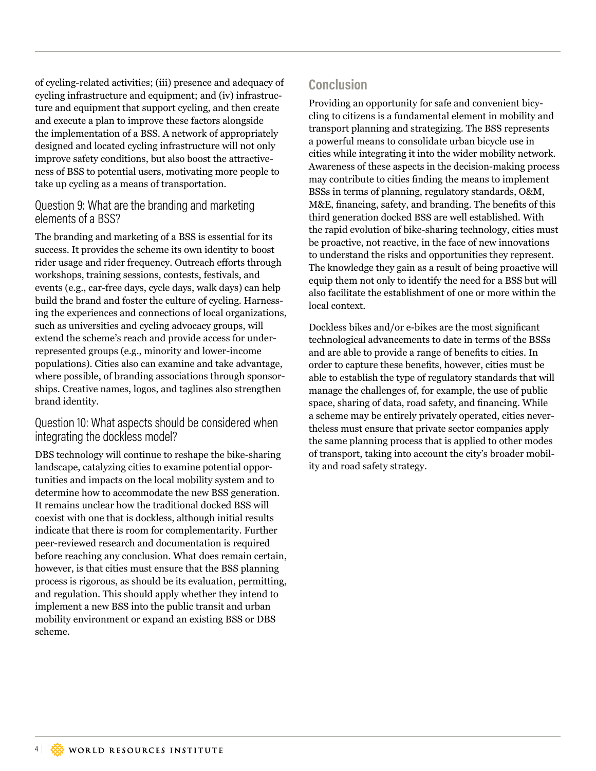of cycling-related activities; (iii) presence and adequacy of cycling infrastructure and equipment; and (iv) infrastructure and equipment that support cycling, and then create and execute a plan to improve these factors alongside the implementation of a BSS. A network of appropriately designed and located cycling infrastructure will not only improve safety conditions, but also boost the attractiveness of BSS to potential users, motivating more people to take up cycling as a means of transportation.

### Question 9: What are the branding and marketing elements of a BSS?

The branding and marketing of a BSS is essential for its success. It provides the scheme its own identity to boost rider usage and rider frequency. Outreach efforts through workshops, training sessions, contests, festivals, and events (e.g., car-free days, cycle days, walk days) can help build the brand and foster the culture of cycling. Harnessing the experiences and connections of local organizations, such as universities and cycling advocacy groups, will extend the scheme's reach and provide access for underrepresented groups (e.g., minority and lower-income populations). Cities also can examine and take advantage, where possible, of branding associations through sponsorships. Creative names, logos, and taglines also strengthen brand identity.

### Question 10: What aspects should be considered when integrating the dockless model?

DBS technology will continue to reshape the bike-sharing landscape, catalyzing cities to examine potential opportunities and impacts on the local mobility system and to determine how to accommodate the new BSS generation. It remains unclear how the traditional docked BSS will coexist with one that is dockless, although initial results indicate that there is room for complementarity. Further peer-reviewed research and documentation is required before reaching any conclusion. What does remain certain, however, is that cities must ensure that the BSS planning process is rigorous, as should be its evaluation, permitting, and regulation. This should apply whether they intend to implement a new BSS into the public transit and urban mobility environment or expand an existing BSS or DBS scheme.

## Conclusion

Providing an opportunity for safe and convenient bicycling to citizens is a fundamental element in mobility and transport planning and strategizing. The BSS represents a powerful means to consolidate urban bicycle use in cities while integrating it into the wider mobility network. Awareness of these aspects in the decision-making process may contribute to cities finding the means to implement BSSs in terms of planning, regulatory standards, O&M, M&E, financing, safety, and branding. The benefits of this third generation docked BSS are well established. With the rapid evolution of bike-sharing technology, cities must be proactive, not reactive, in the face of new innovations to understand the risks and opportunities they represent. The knowledge they gain as a result of being proactive will equip them not only to identify the need for a BSS but will also facilitate the establishment of one or more within the local context.

Dockless bikes and/or e-bikes are the most significant technological advancements to date in terms of the BSSs and are able to provide a range of benefits to cities. In order to capture these benefits, however, cities must be able to establish the type of regulatory standards that will manage the challenges of, for example, the use of public space, sharing of data, road safety, and financing. While a scheme may be entirely privately operated, cities nevertheless must ensure that private sector companies apply the same planning process that is applied to other modes of transport, taking into account the city's broader mobility and road safety strategy.